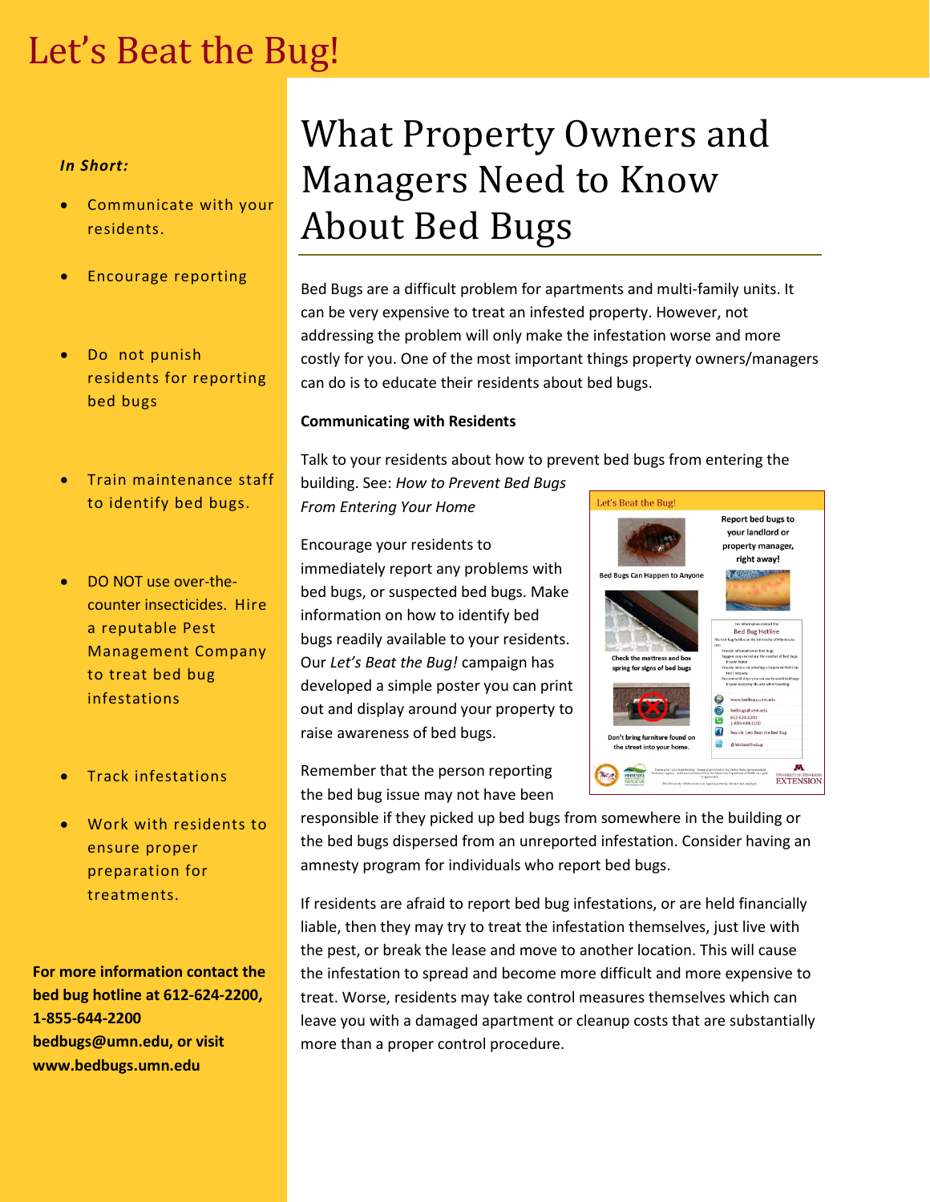# Let's Beat the Bug!

***In Short:***

- Communicate with your residents.
- Encourage reporting
- Do not punish residents for reporting bed bugs
- Train maintenance staff to identify bed bugs.
- DO NOT use over-the-counter insecticides. Hire a reputable Pest Management Company to treat bed bug infestations
- Track infestations
- Work with residents to ensure proper preparation for treatments.

**For more information contact the bed bug hotline at 612-624-2200, 1-855-644-2200 bedbugs@umn.edu, or visit www.bedbugs.umn.edu**

## What Property Owners and Managers Need to Know About Bed Bugs

Bed Bugs are a difficult problem for apartments and multi-family units. It can be very expensive to treat an infested property. However, not addressing the problem will only make the infestation worse and more costly for you. One of the most important things property owners/managers can do is to educate their residents about bed bugs.

**Communicating with Residents**

Talk to your residents about how to prevent bed bugs from entering the building. See: *How to Prevent Bed Bugs From Entering Your Home*

Encourage your residents to immediately report any problems with bed bugs, or suspected bed bugs. Make information on how to identify bed bugs readily available to your residents. Our *Let's Beat the Bug!* campaign has developed a simple poster you can print out and display around your property to raise awareness of bed bugs.

Remember that the person reporting the bed bug issue may not have been responsible if they picked up bed bugs from somewhere in the building or the bed bugs dispersed from an unreported infestation. Consider having an amnesty program for individuals who report bed bugs.

If residents are afraid to report bed bug infestations, or are held financially liable, then they may try to treat the infestation themselves, just live with the pest, or break the lease and move to another location. This will cause the infestation to spread and become more difficult and more expensive to treat. Worse, residents may take control measures themselves which can leave you with a damaged apartment or cleanup costs that are substantially more than a proper control procedure.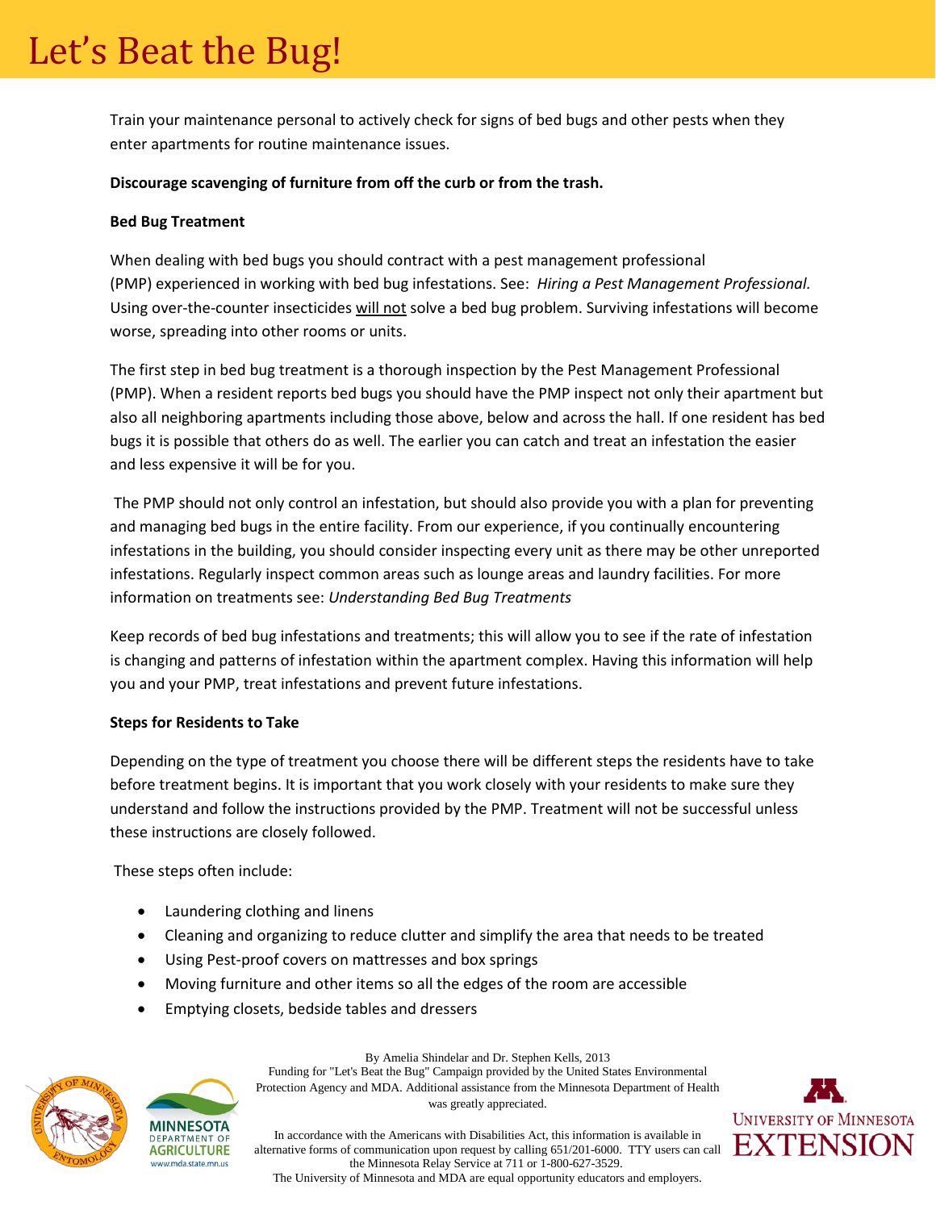# Let's Beat the Bug!

Train your maintenance personal to actively check for signs of bed bugs and other pests when they enter apartments for routine maintenance issues.

**Discourage scavenging of furniture from off the curb or from the trash.**

**Bed Bug Treatment**

When dealing with bed bugs you should contract with a pest management professional (PMP) experienced in working with bed bug infestations. See: *Hiring a Pest Management Professional.* Using over-the-counter insecticides <u>will not</u> solve a bed bug problem. Surviving infestations will become worse, spreading into other rooms or units.

The first step in bed bug treatment is a thorough inspection by the Pest Management Professional (PMP). When a resident reports bed bugs you should have the PMP inspect not only their apartment but also all neighboring apartments including those above, below and across the hall. If one resident has bed bugs it is possible that others do as well. The earlier you can catch and treat an infestation the easier and less expensive it will be for you.

The PMP should not only control an infestation, but should also provide you with a plan for preventing and managing bed bugs in the entire facility. From our experience, if you continually encountering infestations in the building, you should consider inspecting every unit as there may be other unreported infestations. Regularly inspect common areas such as lounge areas and laundry facilities. For more information on treatments see: *Understanding Bed Bug Treatments*

Keep records of bed bug infestations and treatments; this will allow you to see if the rate of infestation is changing and patterns of infestation within the apartment complex. Having this information will help you and your PMP, treat infestations and prevent future infestations.

**Steps for Residents to Take**

Depending on the type of treatment you choose there will be different steps the residents have to take before treatment begins. It is important that you work closely with your residents to make sure they understand and follow the instructions provided by the PMP. Treatment will not be successful unless these instructions are closely followed.

These steps often include:

- Laundering clothing and linens
- Cleaning and organizing to reduce clutter and simplify the area that needs to be treated
- Using Pest-proof covers on mattresses and box springs
- Moving furniture and other items so all the edges of the room are accessible
- Emptying closets, bedside tables and dressers

By Amelia Shindelar and Dr. Stephen Kells, 2013
Funding for "Let's Beat the Bug" Campaign provided by the United States Environmental Protection Agency and MDA. Additional assistance from the Minnesota Department of Health was greatly appreciated.

In accordance with the Americans with Disabilities Act, this information is available in alternative forms of communication upon request by calling 651/201-6000. TTY users can call the Minnesota Relay Service at 711 or 1-800-627-3529.
The University of Minnesota and MDA are equal opportunity educators and employers.

University of Minnesota Entomology | Minnesota Department of Agriculture www.mda.state.mn.us | University of Minnesota Extension